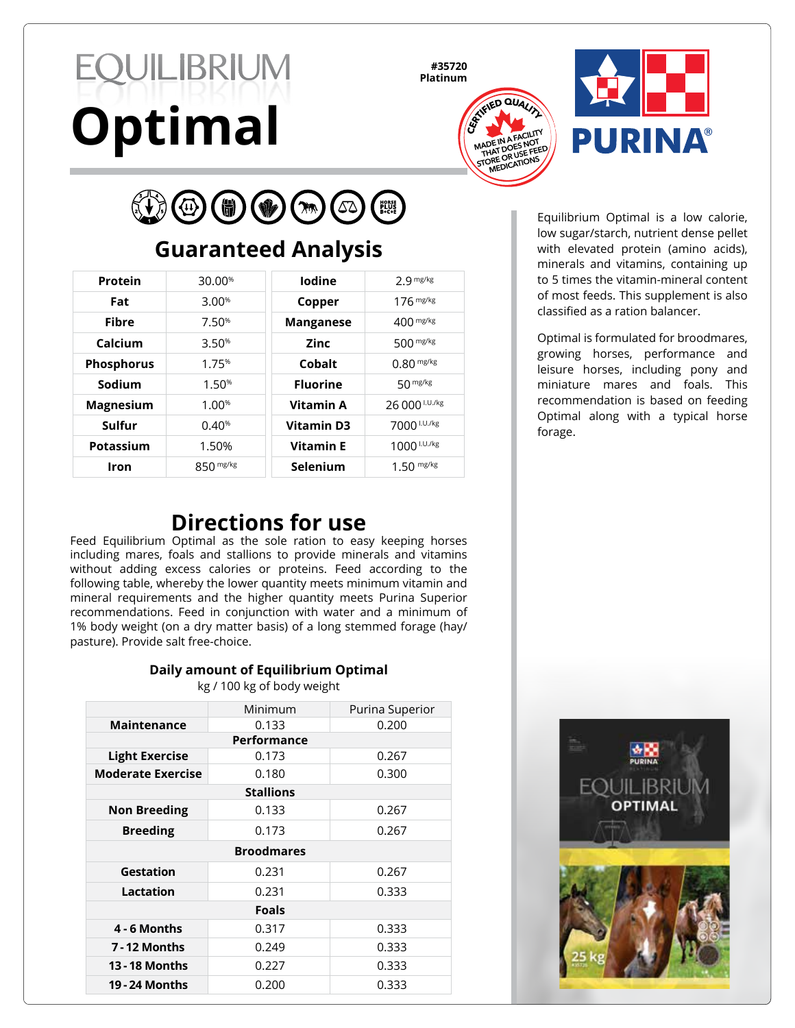# EQUILIBRIUM Optimal

#35720
Platinum

CERTIFIED QUALITY — MADE IN A FACILITY THAT DOES NOT STORE OR USE FEED MEDICATIONS

PURINA®

Equilibrium Optimal is a low calorie, low sugar/starch, nutrient dense pellet with elevated protein (amino acids), minerals and vitamins, containing up to 5 times the vitamin-mineral content of most feeds. This supplement is also classified as a ration balancer.

Optimal is formulated for broodmares, growing horses, performance and leisure horses, including pony and miniature mares and foals. This recommendation is based on feeding Optimal along with a typical horse forage.

## Guaranteed Analysis

| | | | |
|---|---|---|---|
| **Protein** | 30.00% | **Iodine** | 2.9 mg/kg |
| **Fat** | 3.00% | **Copper** | 176 mg/kg |
| **Fibre** | 7.50% | **Manganese** | 400 mg/kg |
| **Calcium** | 3.50% | **Zinc** | 500 mg/kg |
| **Phosphorus** | 1.75% | **Cobalt** | 0.80 mg/kg |
| **Sodium** | 1.50% | **Fluorine** | 50 mg/kg |
| **Magnesium** | 1.00% | **Vitamin A** | 26 000 I.U./kg |
| **Sulfur** | 0.40% | **Vitamin D3** | 7000 I.U./kg |
| **Potassium** | 1.50% | **Vitamin E** | 1000 I.U./kg |
| **Iron** | 850 mg/kg | **Selenium** | 1.50 mg/kg |

## Directions for use

Feed Equilibrium Optimal as the sole ration to easy keeping horses including mares, foals and stallions to provide minerals and vitamins without adding excess calories or proteins. Feed according to the following table, whereby the lower quantity meets minimum vitamin and mineral requirements and the higher quantity meets Purina Superior recommendations. Feed in conjunction with water and a minimum of 1% body weight (on a dry matter basis) of a long stemmed forage (hay/ pasture). Provide salt free-choice.

**Daily amount of Equilibrium Optimal**
kg / 100 kg of body weight

| | Minimum | Purina Superior |
|---|---|---|
| **Maintenance** | 0.133 | 0.200 |
| **Performance** | | |
| **Light Exercise** | 0.173 | 0.267 |
| **Moderate Exercise** | 0.180 | 0.300 |
| **Stallions** | | |
| **Non Breeding** | 0.133 | 0.267 |
| **Breeding** | 0.173 | 0.267 |
| **Broodmares** | | |
| **Gestation** | 0.231 | 0.267 |
| **Lactation** | 0.231 | 0.333 |
| **Foals** | | |
| **4 - 6 Months** | 0.317 | 0.333 |
| **7 - 12 Months** | 0.249 | 0.333 |
| **13 - 18 Months** | 0.227 | 0.333 |
| **19 - 24 Months** | 0.200 | 0.333 |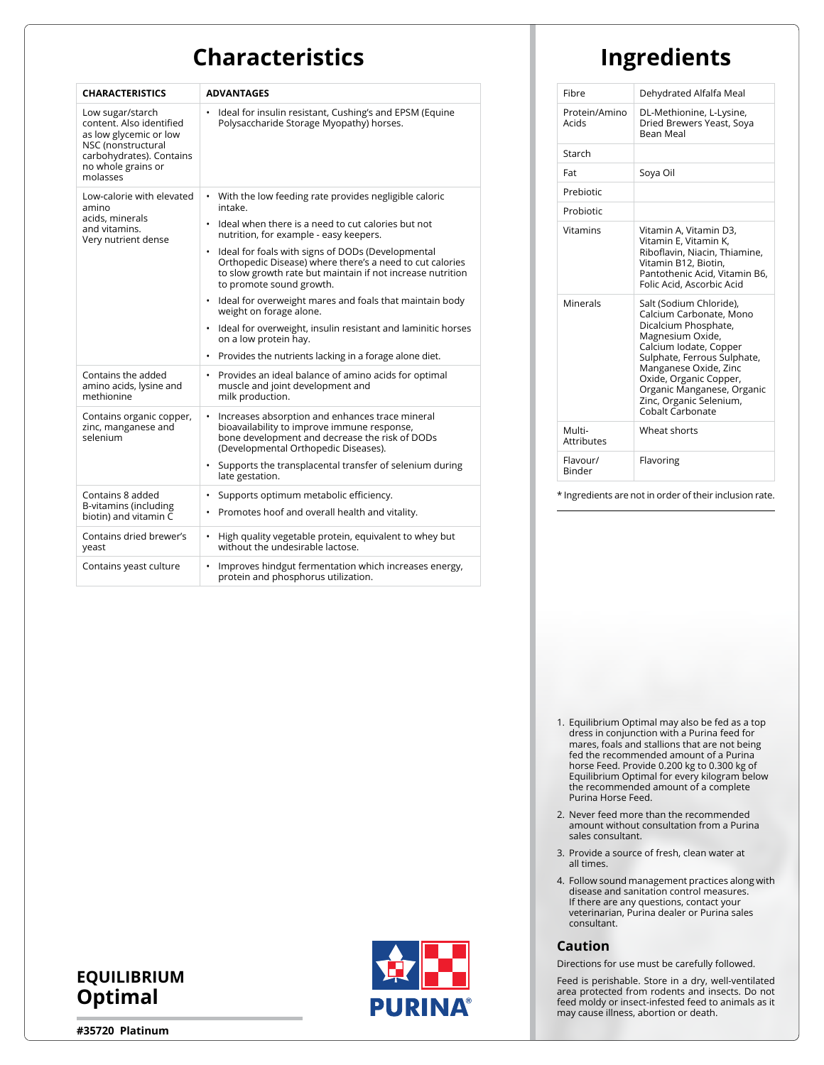# Characteristics

| CHARACTERISTICS | ADVANTAGES |
|---|---|
| Low sugar/starch content. Also identified as low glycemic or low NSC (nonstructural carbohydrates). Contains no whole grains or molasses | • Ideal for insulin resistant, Cushing's and EPSM (Equine Polysaccharide Storage Myopathy) horses. |
| Low-calorie with elevated amino acids, minerals and vitamins. Very nutrient dense | • With the low feeding rate provides negligible caloric intake.<br>• Ideal when there is a need to cut calories but not nutrition, for example - easy keepers.<br>• Ideal for foals with signs of DODs (Developmental Orthopedic Disease) where there's a need to cut calories to slow growth rate but maintain if not increase nutrition to promote sound growth.<br>• Ideal for overweight mares and foals that maintain body weight on forage alone.<br>• Ideal for overweight, insulin resistant and laminitic horses on a low protein hay.<br>• Provides the nutrients lacking in a forage alone diet. |
| Contains the added amino acids, lysine and methionine | • Provides an ideal balance of amino acids for optimal muscle and joint development and milk production. |
| Contains organic copper, zinc, manganese and selenium | • Increases absorption and enhances trace mineral bioavailability to improve immune response, bone development and decrease the risk of DODs (Developmental Orthopedic Diseases).<br>• Supports the transplacental transfer of selenium during late gestation. |
| Contains 8 added B-vitamins (including biotin) and vitamin C | • Supports optimum metabolic efficiency.<br>• Promotes hoof and overall health and vitality. |
| Contains dried brewer's yeast | • High quality vegetable protein, equivalent to whey but without the undesirable lactose. |
| Contains yeast culture | • Improves hindgut fermentation which increases energy, protein and phosphorus utilization. |

# Ingredients

| | |
|---|---|
| Fibre | Dehydrated Alfalfa Meal |
| Protein/Amino Acids | DL-Methionine, L-Lysine, Dried Brewers Yeast, Soya Bean Meal |
| Starch | |
| Fat | Soya Oil |
| Prebiotic | |
| Probiotic | |
| Vitamins | Vitamin A, Vitamin D3, Vitamin E, Vitamin K, Riboflavin, Niacin, Thiamine, Vitamin B12, Biotin, Pantothenic Acid, Vitamin B6, Folic Acid, Ascorbic Acid |
| Minerals | Salt (Sodium Chloride), Calcium Carbonate, Mono Dicalcium Phosphate, Magnesium Oxide, Calcium Iodate, Copper Sulphate, Ferrous Sulphate, Manganese Oxide, Zinc Oxide, Organic Copper, Organic Manganese, Organic Zinc, Organic Selenium, Cobalt Carbonate |
| Multi-Attributes | Wheat shorts |
| Flavour/ Binder | Flavoring |

* Ingredients are not in order of their inclusion rate.

1. Equilibrium Optimal may also be fed as a top dress in conjunction with a Purina feed for mares, foals and stallions that are not being fed the recommended amount of a Purina horse Feed. Provide 0.200 kg to 0.300 kg of Equilibrium Optimal for every kilogram below the recommended amount of a complete Purina Horse Feed.
2. Never feed more than the recommended amount without consultation from a Purina sales consultant.
3. Provide a source of fresh, clean water at all times.
4. Follow sound management practices along with disease and sanitation control measures. If there are any questions, contact your veterinarian, Purina dealer or Purina sales consultant.

## Caution

Directions for use must be carefully followed.

Feed is perishable. Store in a dry, well-ventilated area protected from rodents and insects. Do not feed moldy or insect-infested feed to animals as it may cause illness, abortion or death.

**EQUILIBRIUM**
**Optimal**

**#35720 Platinum**

PURINA®